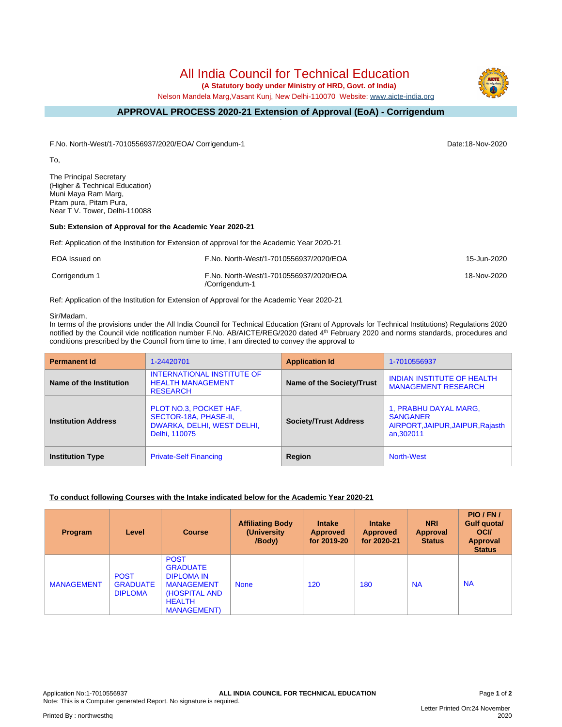# All India Council for Technical Education

**(A Statutory body under Ministry of HRD, Govt. of India)**

Nelson Mandela Marg,Vasant Kunj, New Delhi-110070 Website: www.aicte-india.org

## APPROVAL PROCESS 2020-21 Extension of Approval (EoA) - Corrigendum

F.No. North-West/1-7010556937/2020/EOA/ Corrigendum-1 Date:18-Nov-2020

To,

The Principal Secretary
(Higher & Technical Education)
Muni Maya Ram Marg,
Pitam pura, Pitam Pura,
Near T V. Tower, Delhi-110088

**Sub: Extension of Approval for the Academic Year 2020-21**

Ref: Application of the Institution for Extension of approval for the Academic Year 2020-21

| | | |
|---|---|---|
| EOA Issued on | F.No. North-West/1-7010556937/2020/EOA | 15-Jun-2020 |
| Corrigendum 1 | F.No. North-West/1-7010556937/2020/EOA /Corrigendum-1 | 18-Nov-2020 |

Ref: Application of the Institution for Extension of Approval for the Academic Year 2020-21

Sir/Madam,
In terms of the provisions under the All India Council for Technical Education (Grant of Approvals for Technical Institutions) Regulations 2020 notified by the Council vide notification number F.No. AB/AICTE/REG/2020 dated 4th February 2020 and norms standards, procedures and conditions prescribed by the Council from time to time, I am directed to convey the approval to

| **Permanent Id** | 1-24420701 | **Application Id** | 1-7010556937 |
|---|---|---|---|
| **Name of the Institution** | INTERNATIONAL INSTITUTE OF HEALTH MANAGEMENT RESEARCH | **Name of the Society/Trust** | INDIAN INSTITUTE OF HEALTH MANAGEMENT RESEARCH |
| **Institution Address** | PLOT NO.3, POCKET HAF, SECTOR-18A, PHASE-II, DWARKA, DELHI, WEST DELHI, Delhi, 110075 | **Society/Trust Address** | 1, PRABHU DAYAL MARG, SANGANER AIRPORT,JAIPUR,JAIPUR,Rajasthan,302011 |
| **Institution Type** | Private-Self Financing | **Region** | North-West |

**To conduct following Courses with the Intake indicated below for the Academic Year 2020-21**

| Program | Level | Course | Affiliating Body (University /Body) | Intake Approved for 2019-20 | Intake Approved for 2020-21 | NRI Approval Status | PIO / FN / Gulf quota/ OCI/ Approval Status |
|---|---|---|---|---|---|---|---|
| MANAGEMENT | POST GRADUATE DIPLOMA | POST GRADUATE DIPLOMA IN MANAGEMENT (HOSPITAL AND HEALTH MANAGEMENT) | None | 120 | 180 | NA | NA |

Application No:1-7010556937 ALL INDIA COUNCIL FOR TECHNICAL EDUCATION
Note: This is a Computer generated Report. No signature is required.

Printed By : northwesthq Letter Printed On:24 November 2020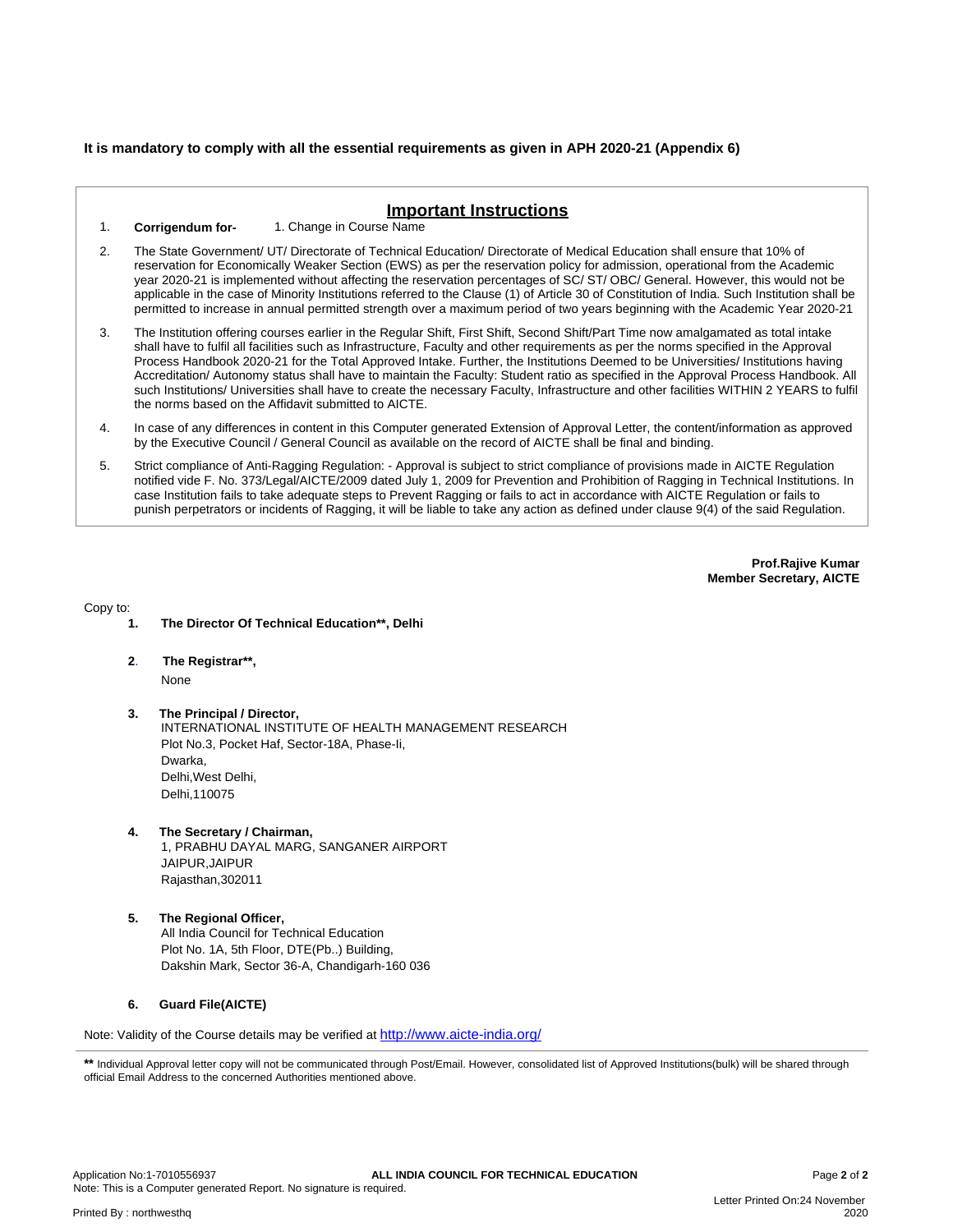**It is mandatory to comply with all the essential requirements as given in APH 2020-21 (Appendix 6)**

## Important Instructions

1. **Corrigendum for-** 1. Change in Course Name
2. The State Government/ UT/ Directorate of Technical Education/ Directorate of Medical Education shall ensure that 10% of reservation for Economically Weaker Section (EWS) as per the reservation policy for admission, operational from the Academic year 2020-21 is implemented without affecting the reservation percentages of SC/ ST/ OBC/ General. However, this would not be applicable in the case of Minority Institutions referred to the Clause (1) of Article 30 of Constitution of India. Such Institution shall be permitted to increase in annual permitted strength over a maximum period of two years beginning with the Academic Year 2020-21
3. The Institution offering courses earlier in the Regular Shift, First Shift, Second Shift/Part Time now amalgamated as total intake shall have to fulfil all facilities such as Infrastructure, Faculty and other requirements as per the norms specified in the Approval Process Handbook 2020-21 for the Total Approved Intake. Further, the Institutions Deemed to be Universities/ Institutions having Accreditation/ Autonomy status shall have to maintain the Faculty: Student ratio as specified in the Approval Process Handbook. All such Institutions/ Universities shall have to create the necessary Faculty, Infrastructure and other facilities WITHIN 2 YEARS to fulfil the norms based on the Affidavit submitted to AICTE.
4. In case of any differences in content in this Computer generated Extension of Approval Letter, the content/information as approved by the Executive Council / General Council as available on the record of AICTE shall be final and binding.
5. Strict compliance of Anti-Ragging Regulation: - Approval is subject to strict compliance of provisions made in AICTE Regulation notified vide F. No. 373/Legal/AICTE/2009 dated July 1, 2009 for Prevention and Prohibition of Ragging in Technical Institutions. In case Institution fails to take adequate steps to Prevent Ragging or fails to act in accordance with AICTE Regulation or fails to punish perpetrators or incidents of Ragging, it will be liable to take any action as defined under clause 9(4) of the said Regulation.

**Prof.Rajive Kumar**
**Member Secretary, AICTE**

Copy to:

1. **The Director Of Technical Education**\*\*, Delhi**

2. **The Registrar**\*\*,**
   None

3. **The Principal / Director,**
   INTERNATIONAL INSTITUTE OF HEALTH MANAGEMENT RESEARCH
   Plot No.3, Pocket Haf, Sector-18A, Phase-Ii,
   Dwarka,
   Delhi,West Delhi,
   Delhi,110075

4. **The Secretary / Chairman,**
   1, PRABHU DAYAL MARG, SANGANER AIRPORT
   JAIPUR,JAIPUR
   Rajasthan,302011

5. **The Regional Officer,**
   All India Council for Technical Education
   Plot No. 1A, 5th Floor, DTE(Pb..) Building,
   Dakshin Mark, Sector 36-A, Chandigarh-160 036

6. **Guard File(AICTE)**

Note: Validity of the Course details may be verified at http://www.aicte-india.org/

**\*\*** Individual Approval letter copy will not be communicated through Post/Email. However, consolidated list of Approved Institutions(bulk) will be shared through official Email Address to the concerned Authorities mentioned above.

Application No:1-7010556937 **ALL INDIA COUNCIL FOR TECHNICAL EDUCATION**
Note: This is a Computer generated Report. No signature is required.

Letter Printed On:24 November 2020

Printed By : northwesthq